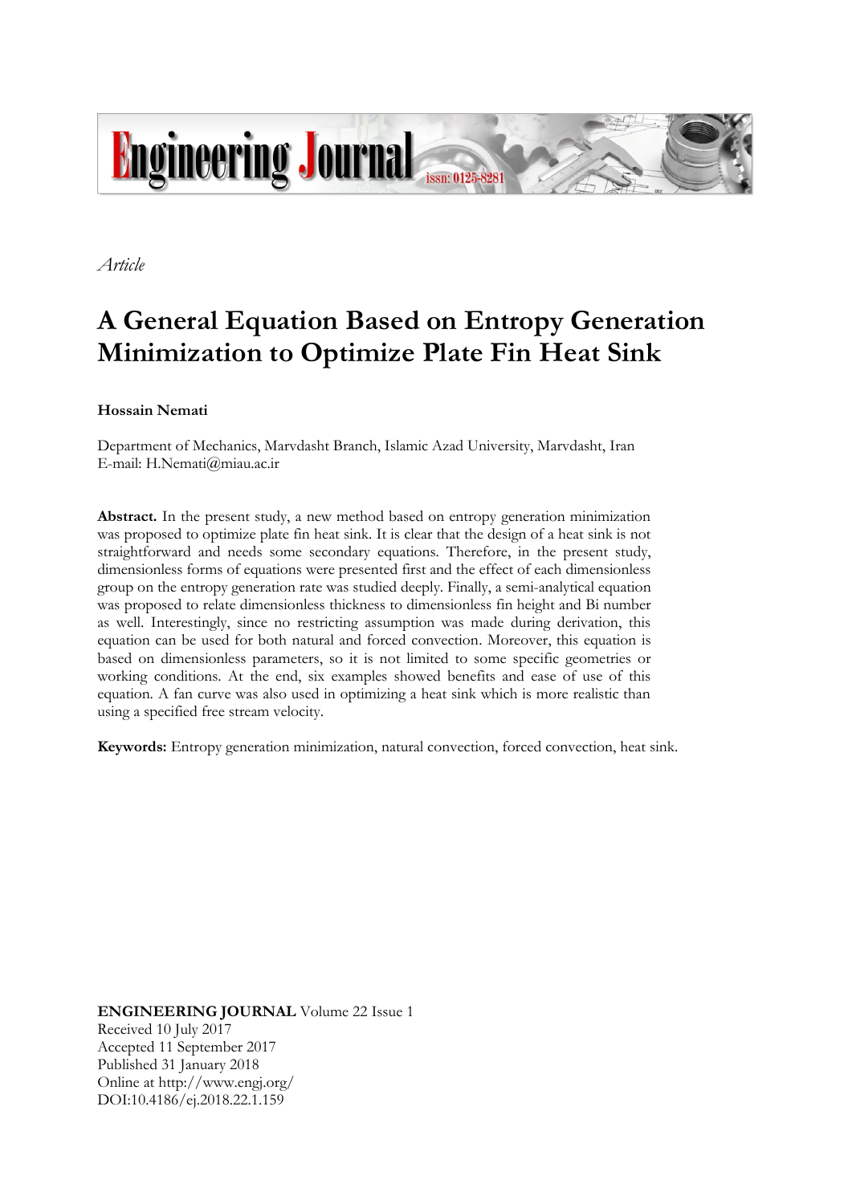*Article*

# A General Equation Based on Entropy Generation Minimization to Optimize Plate Fin Heat Sink

**Hossain Nemati**

Department of Mechanics, Marvdasht Branch, Islamic Azad University, Marvdasht, Iran
E-mail: H.Nemati@miau.ac.ir

**Abstract.** In the present study, a new method based on entropy generation minimization was proposed to optimize plate fin heat sink. It is clear that the design of a heat sink is not straightforward and needs some secondary equations. Therefore, in the present study, dimensionless forms of equations were presented first and the effect of each dimensionless group on the entropy generation rate was studied deeply. Finally, a semi-analytical equation was proposed to relate dimensionless thickness to dimensionless fin height and Bi number as well. Interestingly, since no restricting assumption was made during derivation, this equation can be used for both natural and forced convection. Moreover, this equation is based on dimensionless parameters, so it is not limited to some specific geometries or working conditions. At the end, six examples showed benefits and ease of use of this equation. A fan curve was also used in optimizing a heat sink which is more realistic than using a specified free stream velocity.

**Keywords:** Entropy generation minimization, natural convection, forced convection, heat sink.

**ENGINEERING JOURNAL** Volume 22 Issue 1
Received 10 July 2017
Accepted 11 September 2017
Published 31 January 2018
Online at http://www.engj.org/
DOI:10.4186/ej.2018.22.1.159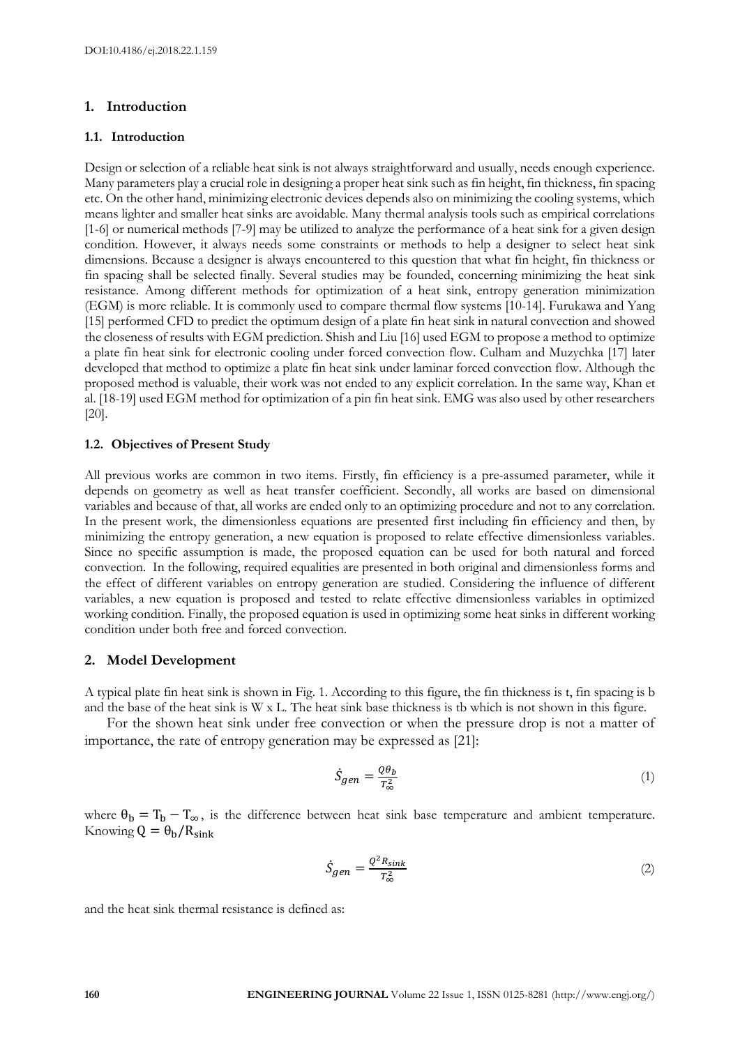## 1. Introduction

### 1.1. Introduction

Design or selection of a reliable heat sink is not always straightforward and usually, needs enough experience. Many parameters play a crucial role in designing a proper heat sink such as fin height, fin thickness, fin spacing etc. On the other hand, minimizing electronic devices depends also on minimizing the cooling systems, which means lighter and smaller heat sinks are avoidable. Many thermal analysis tools such as empirical correlations [1-6] or numerical methods [7-9] may be utilized to analyze the performance of a heat sink for a given design condition. However, it always needs some constraints or methods to help a designer to select heat sink dimensions. Because a designer is always encountered to this question that what fin height, fin thickness or fin spacing shall be selected finally. Several studies may be founded, concerning minimizing the heat sink resistance. Among different methods for optimization of a heat sink, entropy generation minimization (EGM) is more reliable. It is commonly used to compare thermal flow systems [10-14]. Furukawa and Yang [15] performed CFD to predict the optimum design of a plate fin heat sink in natural convection and showed the closeness of results with EGM prediction. Shish and Liu [16] used EGM to propose a method to optimize a plate fin heat sink for electronic cooling under forced convection flow. Culham and Muzychka [17] later developed that method to optimize a plate fin heat sink under laminar forced convection flow. Although the proposed method is valuable, their work was not ended to any explicit correlation. In the same way, Khan et al. [18-19] used EGM method for optimization of a pin fin heat sink. EMG was also used by other researchers [20].

### 1.2. Objectives of Present Study

All previous works are common in two items. Firstly, fin efficiency is a pre-assumed parameter, while it depends on geometry as well as heat transfer coefficient. Secondly, all works are based on dimensional variables and because of that, all works are ended only to an optimizing procedure and not to any correlation. In the present work, the dimensionless equations are presented first including fin efficiency and then, by minimizing the entropy generation, a new equation is proposed to relate effective dimensionless variables. Since no specific assumption is made, the proposed equation can be used for both natural and forced convection. In the following, required equalities are presented in both original and dimensionless forms and the effect of different variables on entropy generation are studied. Considering the influence of different variables, a new equation is proposed and tested to relate effective dimensionless variables in optimized working condition. Finally, the proposed equation is used in optimizing some heat sinks in different working condition under both free and forced convection.

## 2. Model Development

A typical plate fin heat sink is shown in Fig. 1. According to this figure, the fin thickness is t, fin spacing is b and the base of the heat sink is W x L. The heat sink base thickness is tb which is not shown in this figure.

For the shown heat sink under free convection or when the pressure drop is not a matter of importance, the rate of entropy generation may be expressed as [21]:

$$\dot{S}_{gen} = \frac{Q\theta_b}{T_\infty^2} \tag{1}$$

where $\theta_b = T_b - T_\infty$, is the difference between heat sink base temperature and ambient temperature. Knowing $Q = \theta_b / R_{sink}$

$$\dot{S}_{gen} = \frac{Q^2 R_{sink}}{T_\infty^2} \tag{2}$$

and the heat sink thermal resistance is defined as: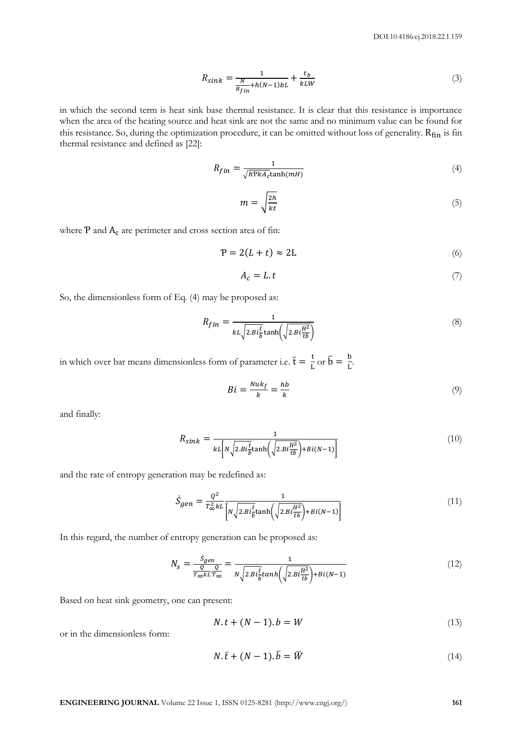$$R_{sink} = \frac{1}{\frac{N}{R_{fin}} + h(N-1)bL} + \frac{t_b}{kLW} \tag{3}$$

in which the second term is heat sink base thermal resistance. It is clear that this resistance is importance when the area of the heating source and heat sink are not the same and no minimum value can be found for this resistance. So, during the optimization procedure, it can be omitted without loss of generality. $R_{fin}$ is fin thermal resistance and defined as [22]:

$$R_{fin} = \frac{1}{\sqrt{h\mathcal{P}kA_c}\tanh(mH)} \tag{4}$$

$$m = \sqrt{\frac{2h}{kt}} \tag{5}$$

where $\mathcal{P}$ and $A_c$ are perimeter and cross section area of fin:

$$\mathcal{P} = 2(L+t) \approx 2L \tag{6}$$

$$A_c = L.t \tag{7}$$

So, the dimensionless form of Eq. (4) may be proposed as:

$$R_{fin} = \frac{1}{kL\sqrt{2.Bi\frac{\bar{t}}{\bar{b}}}\tanh\left(\sqrt{2.Bi\frac{\bar{H}^2}{\bar{t}\bar{b}}}\right)} \tag{8}$$

in which over bar means dimensionless form of parameter i.e. $\bar{t} = \frac{t}{L}$ or $\bar{b} = \frac{b}{L}$.

$$Bi = \frac{Nuk_f}{k} = \frac{hb}{k} \tag{9}$$

and finally:

$$R_{sink} = \frac{1}{kL\left[N\sqrt{2.Bi\frac{\bar{t}}{\bar{b}}}\tanh\left(\sqrt{2.Bi\frac{\bar{H}^2}{\bar{t}\bar{b}}}\right) + Bi(N-1)\right]} \tag{10}$$

and the rate of entropy generation may be redefined as:

$$\dot{S}_{gen} = \frac{Q^2}{T_\infty^2 kL}\frac{1}{\left[N\sqrt{2.Bi\frac{\bar{t}}{\bar{b}}}\tanh\left(\sqrt{2.Bi\frac{\bar{H}^2}{\bar{t}\bar{b}}}\right) + Bi(N-1)\right]} \tag{11}$$

In this regard, the number of entropy generation can be proposed as:

$$N_s = \frac{\dot{S}_{gen}}{\frac{Q}{T_\infty kL}\frac{Q}{T_\infty}} = \frac{1}{N\sqrt{2.Bi\frac{\bar{t}}{\bar{b}}}tanh\left(\sqrt{2.Bi\frac{\bar{H}^2}{\bar{t}\bar{b}}}\right) + Bi(N-1)} \tag{12}$$

Based on heat sink geometry, one can present:

$$N.t + (N-1).b = W \tag{13}$$

or in the dimensionless form:

$$N.\bar{t} + (N-1).\bar{b} = \bar{W} \tag{14}$$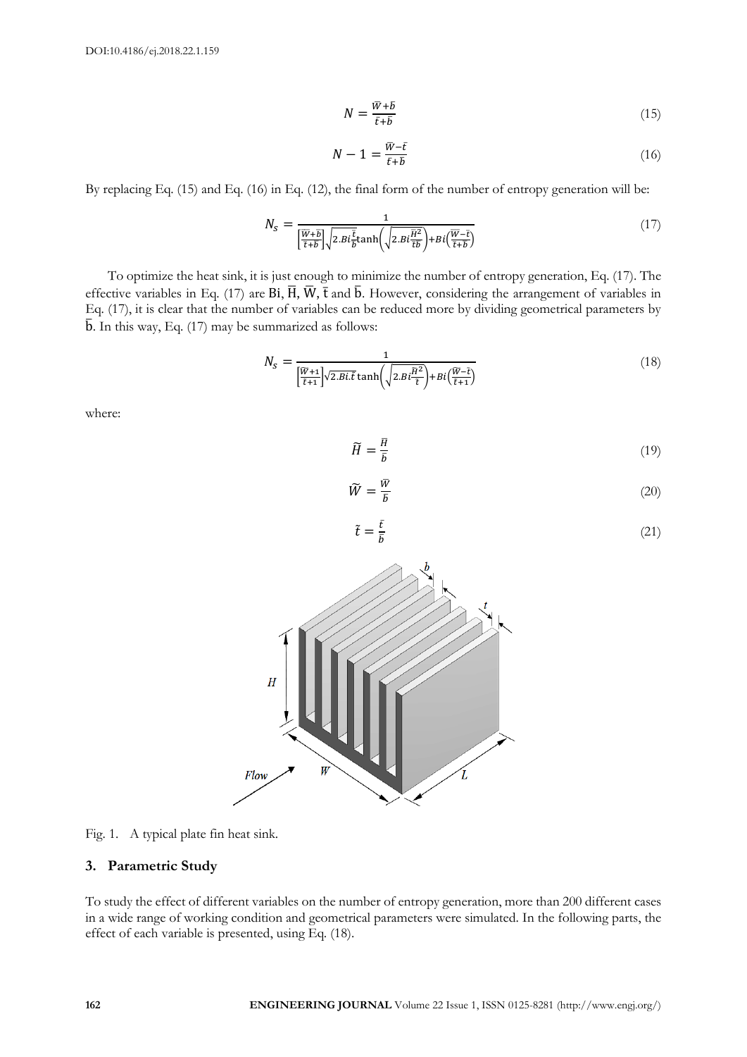$$N = \frac{\bar{W} + \bar{b}}{\bar{t} + \bar{b}} \tag{15}$$

$$N - 1 = \frac{\bar{W} - \bar{t}}{\bar{t} + \bar{b}} \tag{16}$$

By replacing Eq. (15) and Eq. (16) in Eq. (12), the final form of the number of entropy generation will be:

$$N_s = \frac{1}{\left[\frac{\bar{W}+\bar{b}}{\bar{t}+\bar{b}}\right]\sqrt{2.Bi\frac{\bar{t}}{\bar{b}}}\tanh\left(\sqrt{2.Bi\frac{\bar{H}^2}{\bar{t}\bar{b}}}\right)+Bi\left(\frac{\bar{W}-\bar{t}}{\bar{t}+\bar{b}}\right)} \tag{17}$$

To optimize the heat sink, it is just enough to minimize the number of entropy generation, Eq. (17). The effective variables in Eq. (17) are Bi, $\bar{H}$, $\bar{W}$, $\bar{t}$ and $\bar{b}$. However, considering the arrangement of variables in Eq. (17), it is clear that the number of variables can be reduced more by dividing geometrical parameters by $\bar{b}$. In this way, Eq. (17) may be summarized as follows:

$$N_s = \frac{1}{\left[\frac{\widetilde{W}+1}{\tilde{t}+1}\right]\sqrt{2.Bi.\tilde{t}}\tanh\left(\sqrt{2.Bi\frac{\widetilde{H}^2}{\tilde{t}}}\right)+Bi\left(\frac{\widetilde{W}-\tilde{t}}{\tilde{t}+1}\right)} \tag{18}$$

where:

$$\widetilde{H} = \frac{\bar{H}}{\bar{b}} \tag{19}$$

$$\widetilde{W} = \frac{\bar{W}}{\bar{b}} \tag{20}$$

$$\tilde{t} = \frac{\bar{t}}{\bar{b}} \tag{21}$$

Fig. 1. A typical plate fin heat sink.

## 3. Parametric Study

To study the effect of different variables on the number of entropy generation, more than 200 different cases in a wide range of working condition and geometrical parameters were simulated. In the following parts, the effect of each variable is presented, using Eq. (18).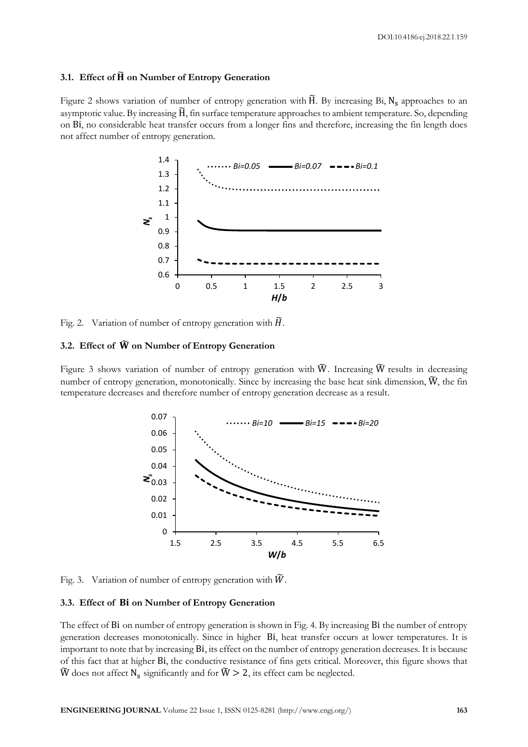### 3.1. Effect of $\widetilde{\mathrm{H}}$ on Number of Entropy Generation

Figure 2 shows variation of number of entropy generation with $\widetilde{\mathrm{H}}$. By increasing Bi, $\mathrm{N_s}$ approaches to an asymptotic value. By increasing $\widetilde{\mathrm{H}}$, fin surface temperature approaches to ambient temperature. So, depending on Bi, no considerable heat transfer occurs from a longer fins and therefore, increasing the fin length does not affect number of entropy generation.

Fig. 2. Variation of number of entropy generation with $\widetilde{H}$.

### 3.2. Effect of $\widetilde{\mathrm{W}}$ on Number of Entropy Generation

Figure 3 shows variation of number of entropy generation with $\widetilde{\mathrm{W}}$. Increasing $\widetilde{\mathrm{W}}$ results in decreasing number of entropy generation, monotonically. Since by increasing the base heat sink dimension, $\widetilde{\mathrm{W}}$, the fin temperature decreases and therefore number of entropy generation decrease as a result.

Fig. 3. Variation of number of entropy generation with $\widetilde{W}$.

### 3.3. Effect of Bi on Number of Entropy Generation

The effect of Bi on number of entropy generation is shown in Fig. 4. By increasing Bi the number of entropy generation decreases monotonically. Since in higher Bi, heat transfer occurs at lower temperatures. It is important to note that by increasing Bi, its effect on the number of entropy generation decreases. It is because of this fact that at higher Bi, the conductive resistance of fins gets critical. Moreover, this figure shows that $\widetilde{\mathrm{W}}$ does not affect $\mathrm{N_s}$ significantly and for $\widetilde{\mathrm{W}} > 2$, its effect cam be neglected.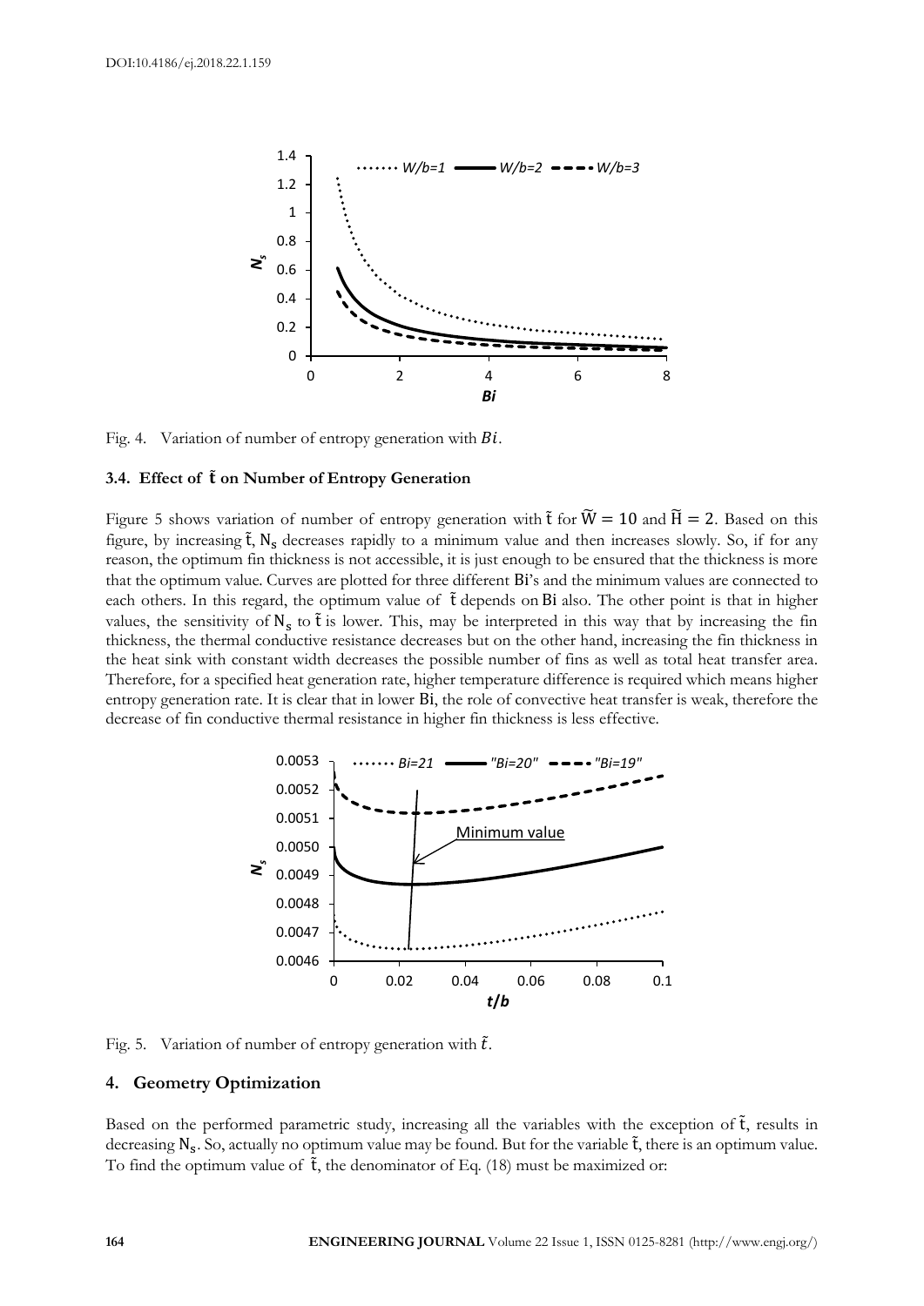Fig. 4. Variation of number of entropy generation with $Bi$.

### 3.4. Effect of $\tilde{t}$ on Number of Entropy Generation

Figure 5 shows variation of number of entropy generation with $\tilde{t}$ for $\tilde{W} = 10$ and $\tilde{H} = 2$. Based on this figure, by increasing $\tilde{t}$, $N_s$ decreases rapidly to a minimum value and then increases slowly. So, if for any reason, the optimum fin thickness is not accessible, it is just enough to be ensured that the thickness is more that the optimum value. Curves are plotted for three different Bi's and the minimum values are connected to each others. In this regard, the optimum value of $\tilde{t}$ depends on Bi also. The other point is that in higher values, the sensitivity of $N_s$ to $\tilde{t}$ is lower. This, may be interpreted in this way that by increasing the fin thickness, the thermal conductive resistance decreases but on the other hand, increasing the fin thickness in the heat sink with constant width decreases the possible number of fins as well as total heat transfer area. Therefore, for a specified heat generation rate, higher temperature difference is required which means higher entropy generation rate. It is clear that in lower Bi, the role of convective heat transfer is weak, therefore the decrease of fin conductive thermal resistance in higher fin thickness is less effective.

Fig. 5. Variation of number of entropy generation with $\tilde{t}$.

## 4. Geometry Optimization

Based on the performed parametric study, increasing all the variables with the exception of $\tilde{t}$, results in decreasing $N_s$. So, actually no optimum value may be found. But for the variable $\tilde{t}$, there is an optimum value. To find the optimum value of $\tilde{t}$, the denominator of Eq. (18) must be maximized or: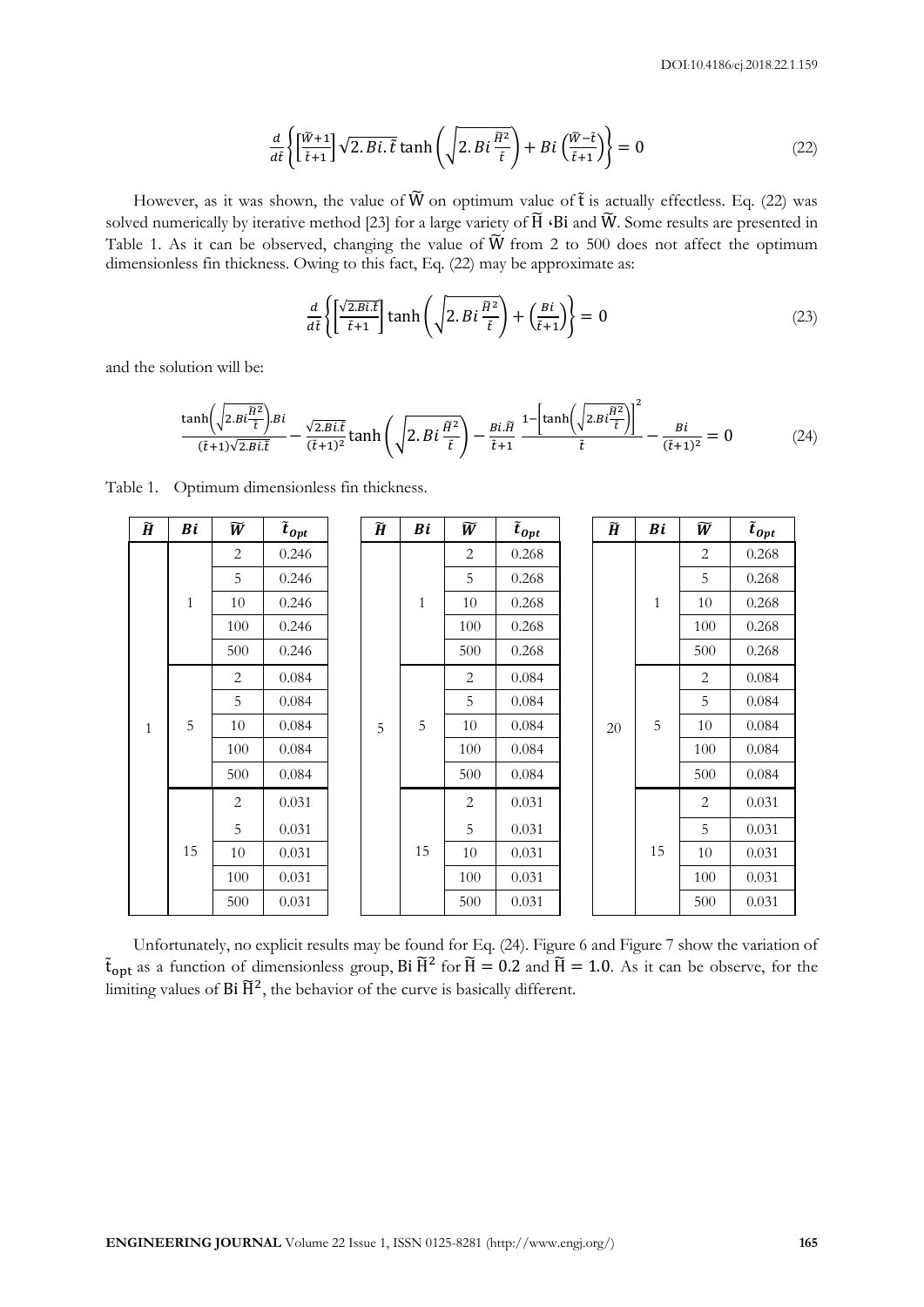$$\frac{d}{d\tilde{t}}\left\{\left[\frac{\tilde{W}+1}{\tilde{t}+1}\right]\sqrt{2.Bi.\tilde{t}}\tanh\left(\sqrt{2.Bi\frac{\tilde{H}^2}{\tilde{t}}}\right)+Bi\left(\frac{\tilde{W}-\tilde{t}}{\tilde{t}+1}\right)\right\}=0 \tag{22}$$

However, as it was shown, the value of $\tilde{W}$ on optimum value of $\tilde{t}$ is actually effectless. Eq. (22) was solved numerically by iterative method [23] for a large variety of $\tilde{H}$ ،Bi and $\tilde{W}$. Some results are presented in Table 1. As it can be observed, changing the value of $\tilde{W}$ from 2 to 500 does not affect the optimum dimensionless fin thickness. Owing to this fact, Eq. (22) may be approximate as:

$$\frac{d}{d\tilde{t}}\left\{\left[\frac{\sqrt{2.Bi.\tilde{t}}}{\tilde{t}+1}\right]\tanh\left(\sqrt{2.Bi\frac{\tilde{H}^2}{\tilde{t}}}\right)+\left(\frac{Bi}{\tilde{t}+1}\right)\right\}=0 \tag{23}$$

and the solution will be:

$$\frac{\tanh\left(\sqrt{2.Bi\frac{\tilde{H}^2}{\tilde{t}}}\right).Bi}{(\tilde{t}+1)\sqrt{2.Bi.\tilde{t}}}-\frac{\sqrt{2.Bi.\tilde{t}}}{(\tilde{t}+1)^2}\tanh\left(\sqrt{2.Bi\frac{\tilde{H}^2}{\tilde{t}}}\right)-\frac{Bi.\tilde{H}}{\tilde{t}+1}\;\frac{1-\left[\tanh\left(\sqrt{2.Bi\frac{\tilde{H}^2}{\tilde{t}}}\right)\right]^2}{\tilde{t}}-\frac{Bi}{(\tilde{t}+1)^2}=0 \tag{24}$$

Table 1. Optimum dimensionless fin thickness.

| $\tilde{H}$ | $Bi$ | $\tilde{W}$ | $\tilde{t}_{Opt}$ | $\tilde{H}$ | $Bi$ | $\tilde{W}$ | $\tilde{t}_{Opt}$ | $\tilde{H}$ | $Bi$ | $\tilde{W}$ | $\tilde{t}_{Opt}$ |
|---|---|---|---|---|---|---|---|---|---|---|---|
| 1 | 1 | 2 | 0.246 | 5 | 1 | 2 | 0.268 | 20 | 1 | 2 | 0.268 |
| | | 5 | 0.246 | | | 5 | 0.268 | | | 5 | 0.268 |
| | | 10 | 0.246 | | | 10 | 0.268 | | | 10 | 0.268 |
| | | 100 | 0.246 | | | 100 | 0.268 | | | 100 | 0.268 |
| | | 500 | 0.246 | | | 500 | 0.268 | | | 500 | 0.268 |
| | 5 | 2 | 0.084 | | 5 | 2 | 0.084 | | 5 | 2 | 0.084 |
| | | 5 | 0.084 | | | 5 | 0.084 | | | 5 | 0.084 |
| | | 10 | 0.084 | | | 10 | 0.084 | | | 10 | 0.084 |
| | | 100 | 0.084 | | | 100 | 0.084 | | | 100 | 0.084 |
| | | 500 | 0.084 | | | 500 | 0.084 | | | 500 | 0.084 |
| | 15 | 2 | 0.031 | | 15 | 2 | 0.031 | | 15 | 2 | 0.031 |
| | | 5 | 0.031 | | | 5 | 0.031 | | | 5 | 0.031 |
| | | 10 | 0.031 | | | 10 | 0.031 | | | 10 | 0.031 |
| | | 100 | 0.031 | | | 100 | 0.031 | | | 100 | 0.031 |
| | | 500 | 0.031 | | | 500 | 0.031 | | | 500 | 0.031 |

Unfortunately, no explicit results may be found for Eq. (24). Figure 6 and Figure 7 show the variation of $\tilde{t}_{opt}$ as a function of dimensionless group, Bi $\tilde{H}^2$ for $\tilde{H} = 0.2$ and $\tilde{H} = 1.0$. As it can be observe, for the limiting values of Bi $\tilde{H}^2$, the behavior of the curve is basically different.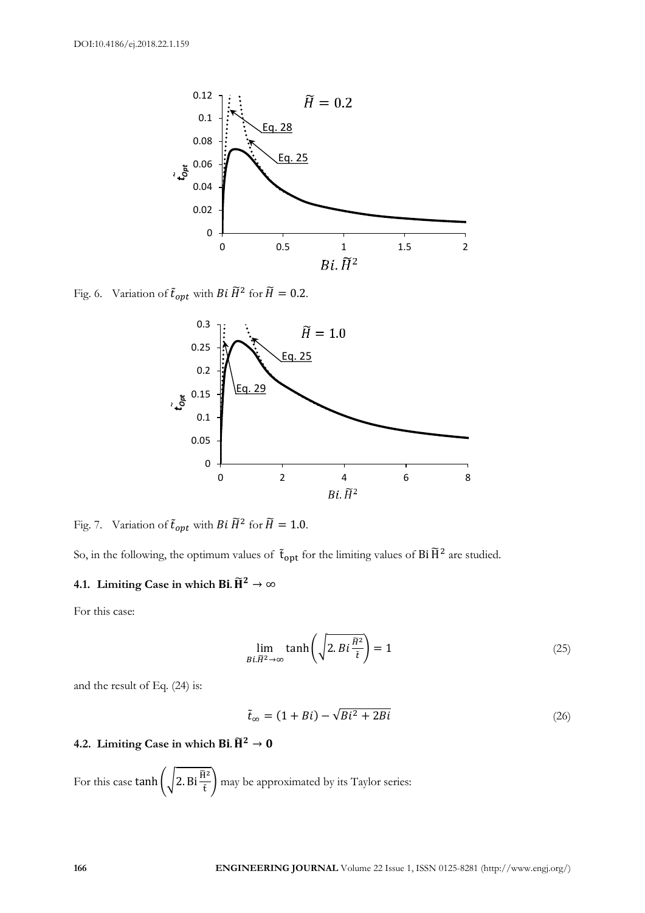Fig. 6. Variation of $\tilde{t}_{opt}$ with $Bi\,\widetilde{H}^2$ for $\widetilde{H} = 0.2$.

Fig. 7. Variation of $\tilde{t}_{opt}$ with $Bi\,\widetilde{H}^2$ for $\widetilde{H} = 1.0$.

So, in the following, the optimum values of $\tilde{t}_{opt}$ for the limiting values of $Bi\,\widetilde{H}^2$ are studied.

### 4.1. Limiting Case in which $Bi.\widetilde{H}^2 \to \infty$

For this case:

$$\lim_{Bi.\widetilde{H}^2 \to \infty} \tanh\left(\sqrt{2.\,Bi\frac{\widetilde{H}^2}{\tilde{t}}}\right) = 1 \tag{25}$$

and the result of Eq. (24) is:

$$\tilde{t}_\infty = (1 + Bi) - \sqrt{Bi^2 + 2Bi} \tag{26}$$

### 4.2. Limiting Case in which $Bi.\widetilde{H}^2 \to 0$

For this case $\tanh\left(\sqrt{2.\,Bi\frac{\widetilde{H}^2}{\tilde{t}}}\right)$ may be approximated by its Taylor series: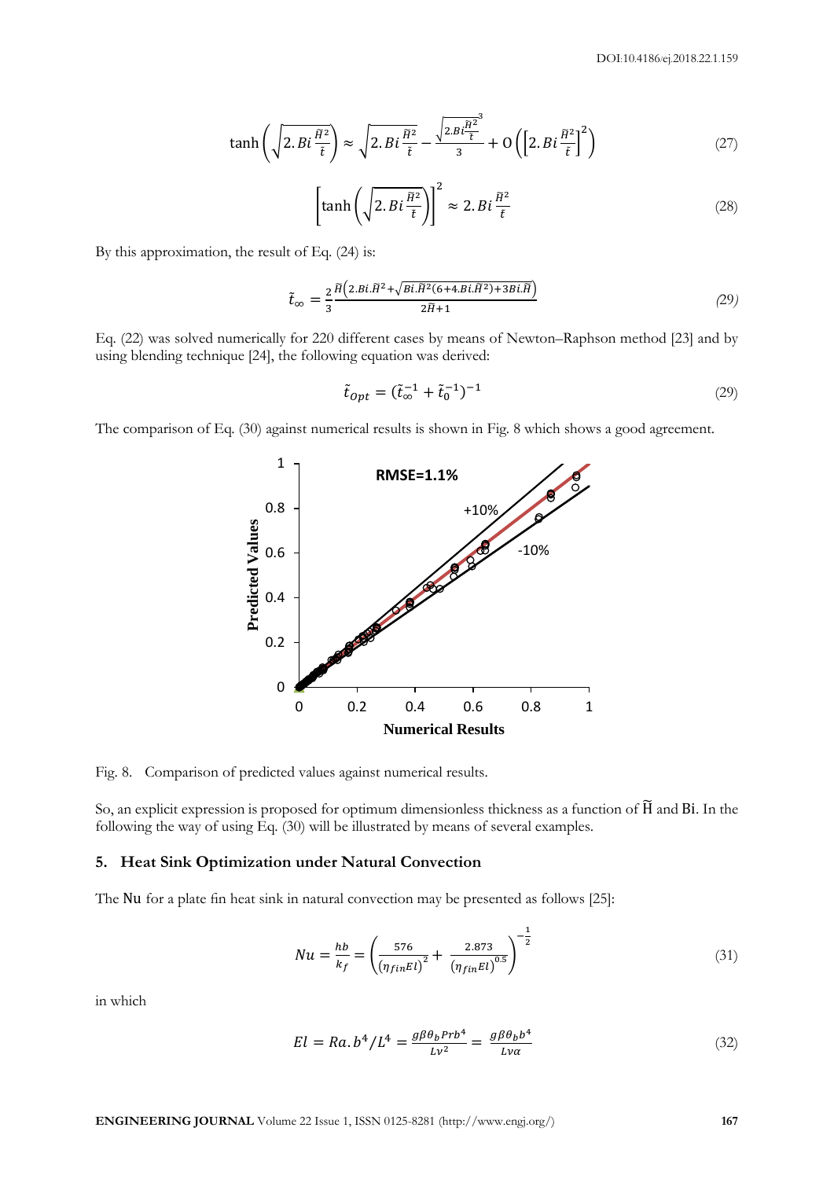$$\tanh\left(\sqrt{2.Bi\frac{\tilde{H}^2}{\tilde{t}}}\right) \approx \sqrt{2.Bi\frac{\tilde{H}^2}{\tilde{t}}} - \frac{\sqrt{2.Bi\frac{\tilde{H}^2}{\tilde{t}}}^3}{3} + O\left(\left[2.Bi\frac{\tilde{H}^2}{\tilde{t}}\right]^2\right) \tag{27}$$

$$\left[\tanh\left(\sqrt{2.Bi\frac{\tilde{H}^2}{\tilde{t}}}\right)\right]^2 \approx 2.Bi\frac{\tilde{H}^2}{\tilde{t}} \tag{28}$$

By this approximation, the result of Eq. (24) is:

$$\tilde{t}_{\infty} = \frac{2}{3}\frac{\tilde{H}\left(2.Bi.\tilde{H}^2+\sqrt{Bi.\tilde{H}^2(6+4.Bi.\tilde{H}^2)+3Bi.\tilde{H}}\right)}{2\tilde{H}+1} \tag{29}$$

Eq. (22) was solved numerically for 220 different cases by means of Newton–Raphson method [23] and by using blending technique [24], the following equation was derived:

$$\tilde{t}_{Opt} = (\tilde{t}_{\infty}^{-1} + \tilde{t}_{0}^{-1})^{-1} \tag{29}$$

The comparison of Eq. (30) against numerical results is shown in Fig. 8 which shows a good agreement.

Fig. 8. Comparison of predicted values against numerical results.

So, an explicit expression is proposed for optimum dimensionless thickness as a function of $\tilde{H}$ and Bi. In the following the way of using Eq. (30) will be illustrated by means of several examples.

## 5. Heat Sink Optimization under Natural Convection

The Nu for a plate fin heat sink in natural convection may be presented as follows [25]:

$$Nu = \frac{hb}{k_f} = \left(\frac{576}{(\eta_{fin}El)^2} + \frac{2.873}{(\eta_{fin}El)^{0.5}}\right)^{-\frac{1}{2}} \tag{31}$$

in which

$$El = Ra.b^4/L^4 = \frac{g\beta\theta_b Pr b^4}{L\nu^2} = \frac{g\beta\theta_b b^4}{L\nu\alpha} \tag{32}$$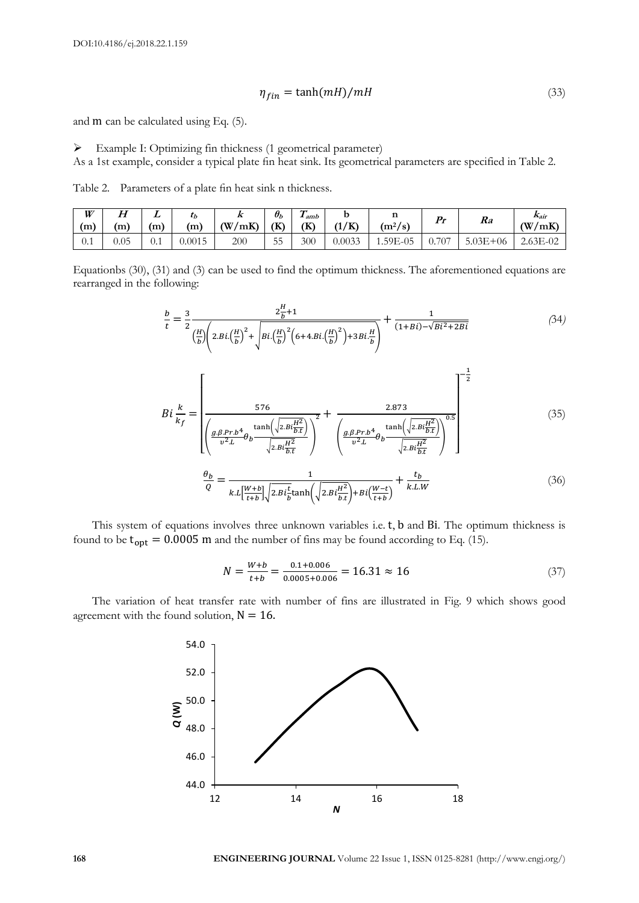$$\eta_{fin} = \tanh(mH)/mH \tag{33}$$

and m can be calculated using Eq. (5).

- Example I: Optimizing fin thickness (1 geometrical parameter)

As a 1st example, consider a typical plate fin heat sink. Its geometrical parameters are specified in Table 2.

Table 2. Parameters of a plate fin heat sink n thickness.

| $W$ (m) | $H$ (m) | $L$ (m) | $t_b$ (m) | $k$ (W/mK) | $\theta_b$ (K) | $T_{amb}$ (K) | b (1/K) | n (m²/s) | $Pr$ | $Ra$ | $k_{air}$ (W/mK) |
|---|---|---|---|---|---|---|---|---|---|---|---|
| 0.1 | 0.05 | 0.1 | 0.0015 | 200 | 55 | 300 | 0.0033 | 1.59E-05 | 0.707 | 5.03E+06 | 2.63E-02 |

Equationbs (30), (31) and (3) can be used to find the optimum thickness. The aforementioned equations are rearranged in the following:

$$\frac{b}{t} = \frac{3}{2}\frac{2\frac{H}{b}+1}{\left(\frac{H}{b}\right)\left(2.Bi.\left(\frac{H}{b}\right)^2 + \sqrt{Bi.\left(\frac{H}{b}\right)^2\left(6+4.Bi.\left(\frac{H}{b}\right)^2\right)+3Bi.\frac{H}{b}}\right)} + \frac{1}{(1+Bi)-\sqrt{Bi^2+2Bi}} \tag{34}$$

$$Bi\,\frac{k}{k_f} = \left[\frac{576}{\left(\frac{g.\beta.Pr.b^4}{\upsilon^2.L}\theta_b\frac{\tanh\left(\sqrt{2.Bi\frac{H^2}{b.t}}\right)}{\sqrt{2.Bi\frac{H^2}{b.t}}}\right)^2} + \frac{2.873}{\left(\frac{g.\beta.Pr.b^4}{\upsilon^2.L}\theta_b\frac{\tanh\left(\sqrt{2.Bi\frac{H^2}{b.t}}\right)}{\sqrt{2.Bi\frac{H^2}{b.t}}}\right)^{0.5}}\right]^{-\frac{1}{2}} \tag{35}$$

$$\frac{\theta_b}{Q} = \frac{1}{k.L\left[\frac{W+b}{t+b}\right]\sqrt{2.Bi\frac{t}{b}}\tanh\left(\sqrt{2.Bi\frac{H^2}{b.t}}\right)+Bi\left(\frac{W-t}{t+b}\right)} + \frac{t_b}{k.L.W} \tag{36}$$

This system of equations involves three unknown variables i.e. $t$, $b$ and $Bi$. The optimum thickness is found to be $t_{opt} = 0.0005$ m and the number of fins may be found according to Eq. (15).

$$N = \frac{W+b}{t+b} = \frac{0.1+0.006}{0.0005+0.006} = 16.31 \approx 16 \tag{37}$$

The variation of heat transfer rate with number of fins are illustrated in Fig. 9 which shows good agreement with the found solution, $N = 16$.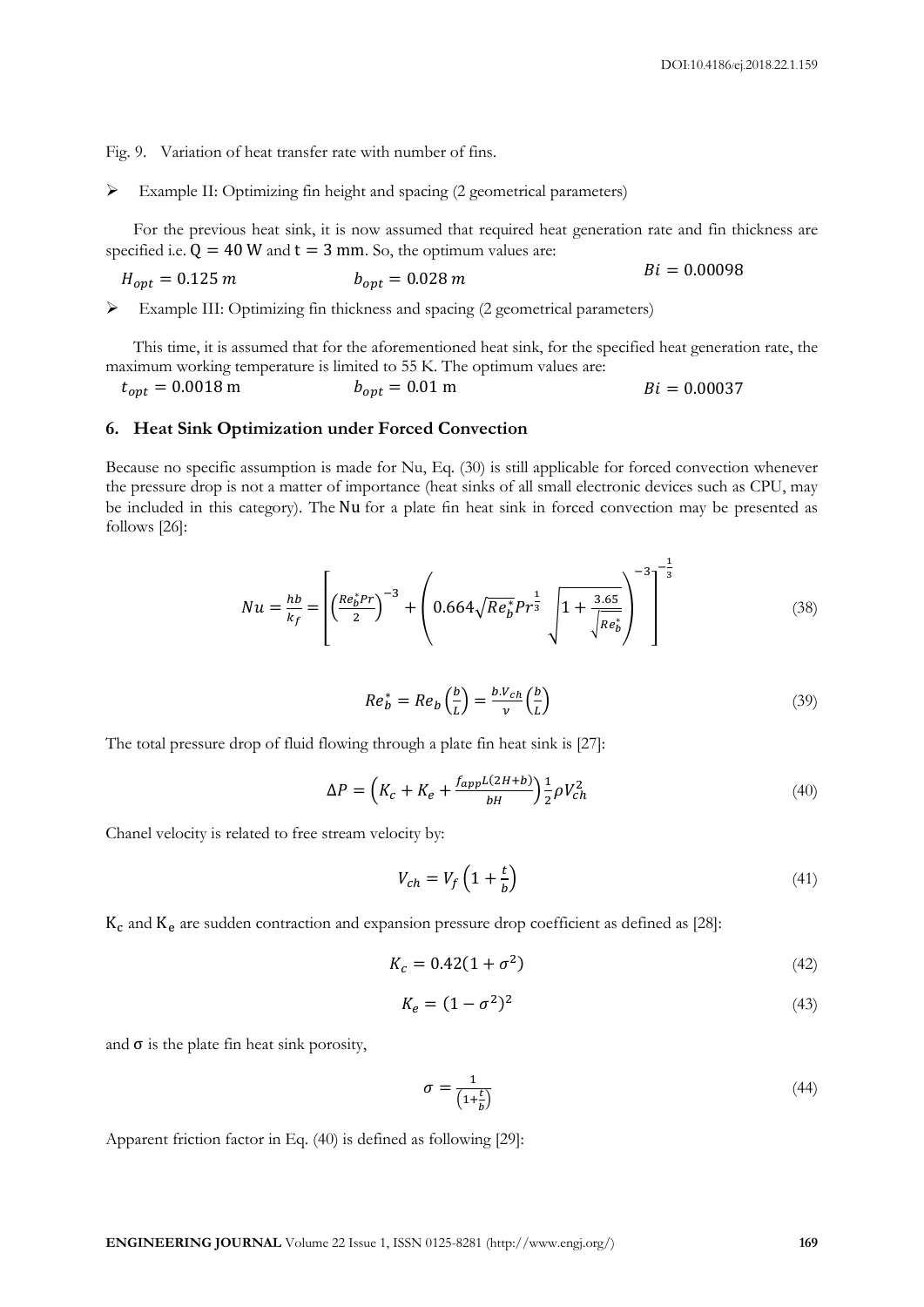Fig. 9. Variation of heat transfer rate with number of fins.

- Example II: Optimizing fin height and spacing (2 geometrical parameters)

For the previous heat sink, it is now assumed that required heat generation rate and fin thickness are specified i.e. $Q = 40$ W and $t = 3$ mm. So, the optimum values are:

$H_{opt} = 0.125\ m$ $\qquad b_{opt} = 0.028\ m$ $\qquad Bi = 0.00098$

- Example III: Optimizing fin thickness and spacing (2 geometrical parameters)

This time, it is assumed that for the aforementioned heat sink, for the specified heat generation rate, the maximum working temperature is limited to 55 K. The optimum values are:

$t_{opt} = 0.0018$ m $\qquad b_{opt} = 0.01$ m $\qquad Bi = 0.00037$

## 6. Heat Sink Optimization under Forced Convection

Because no specific assumption is made for Nu, Eq. (30) is still applicable for forced convection whenever the pressure drop is not a matter of importance (heat sinks of all small electronic devices such as CPU, may be included in this category). The Nu for a plate fin heat sink in forced convection may be presented as follows [26]:

$$Nu = \frac{hb}{k_f} = \left[\left(\frac{Re_b^* Pr}{2}\right)^{-3} + \left(0.664\sqrt{Re_b^*}Pr^{\frac{1}{3}}\sqrt{1+\frac{3.65}{\sqrt{Re_b^*}}}\right)^{-3}\right]^{-\frac{1}{3}} \tag{38}$$

$$Re_b^* = Re_b\left(\frac{b}{L}\right) = \frac{b.V_{ch}}{\nu}\left(\frac{b}{L}\right) \tag{39}$$

The total pressure drop of fluid flowing through a plate fin heat sink is [27]:

$$\Delta P = \left(K_c + K_e + \frac{f_{app}L(2H+b)}{bH}\right)\frac{1}{2}\rho V_{ch}^2 \tag{40}$$

Chanel velocity is related to free stream velocity by:

$$V_{ch} = V_f\left(1+\frac{t}{b}\right) \tag{41}$$

$K_c$ and $K_e$ are sudden contraction and expansion pressure drop coefficient as defined as [28]:

$$K_c = 0.42(1+\sigma^2) \tag{42}$$

$$K_e = (1-\sigma^2)^2 \tag{43}$$

and $\sigma$ is the plate fin heat sink porosity,

$$\sigma = \frac{1}{\left(1+\frac{t}{b}\right)} \tag{44}$$

Apparent friction factor in Eq. (40) is defined as following [29]: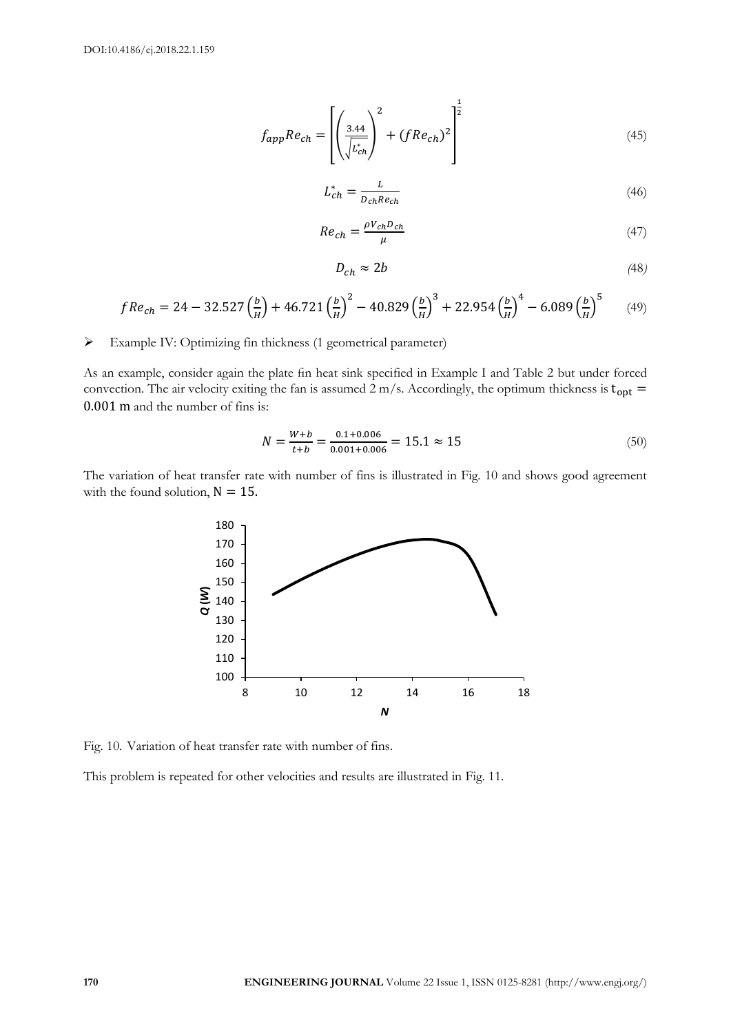$$f_{app}Re_{ch} = \left[\left(\frac{3.44}{\sqrt{L^*_{ch}}}\right)^2 + (fRe_{ch})^2\right]^{\frac{1}{2}} \tag{45}$$

$$L^*_{ch} = \frac{L}{D_{ch}Re_{ch}} \tag{46}$$

$$Re_{ch} = \frac{\rho V_{ch} D_{ch}}{\mu} \tag{47}$$

$$D_{ch} \approx 2b \tag{48}$$

$$fRe_{ch} = 24 - 32.527\left(\frac{b}{H}\right) + 46.721\left(\frac{b}{H}\right)^2 - 40.829\left(\frac{b}{H}\right)^3 + 22.954\left(\frac{b}{H}\right)^4 - 6.089\left(\frac{b}{H}\right)^5 \tag{49}$$

- Example IV: Optimizing fin thickness (1 geometrical parameter)

As an example, consider again the plate fin heat sink specified in Example I and Table 2 but under forced convection. The air velocity exiting the fan is assumed 2 m/s. Accordingly, the optimum thickness is $t_{opt} = 0.001$ m and the number of fins is:

$$N = \frac{W+b}{t+b} = \frac{0.1+0.006}{0.001+0.006} = 15.1 \approx 15 \tag{50}$$

The variation of heat transfer rate with number of fins is illustrated in Fig. 10 and shows good agreement with the found solution, $N = 15$.

Fig. 10. Variation of heat transfer rate with number of fins.

This problem is repeated for other velocities and results are illustrated in Fig. 11.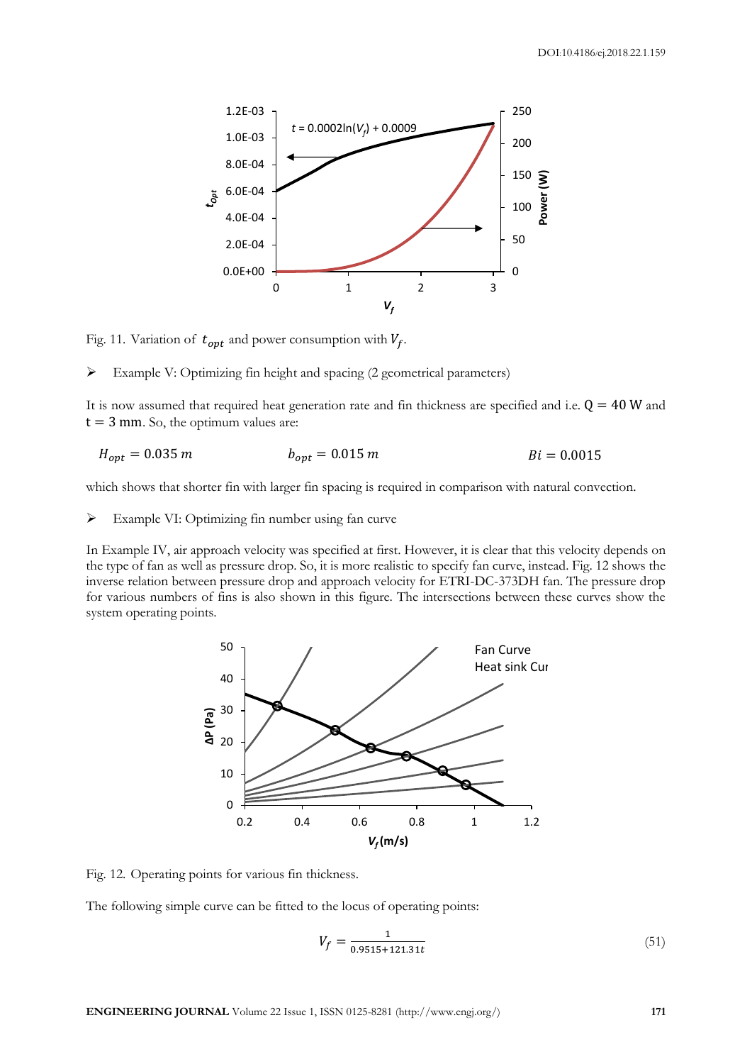Fig. 11. Variation of $t_{opt}$ and power consumption with $V_f$.

➢ Example V: Optimizing fin height and spacing (2 geometrical parameters)

It is now assumed that required heat generation rate and fin thickness are specified and i.e. $Q = 40$ W and $t = 3$ mm. So, the optimum values are:

$$H_{opt} = 0.035\ m \qquad b_{opt} = 0.015\ m \qquad Bi = 0.0015$$

which shows that shorter fin with larger fin spacing is required in comparison with natural convection.

➢ Example VI: Optimizing fin number using fan curve

In Example IV, air approach velocity was specified at first. However, it is clear that this velocity depends on the type of fan as well as pressure drop. So, it is more realistic to specify fan curve, instead. Fig. 12 shows the inverse relation between pressure drop and approach velocity for ETRI-DC-373DH fan. The pressure drop for various numbers of fins is also shown in this figure. The intersections between these curves show the system operating points.

Fig. 12. Operating points for various fin thickness.

The following simple curve can be fitted to the locus of operating points:

$$V_f = \frac{1}{0.9515 + 121.31t} \tag{51}$$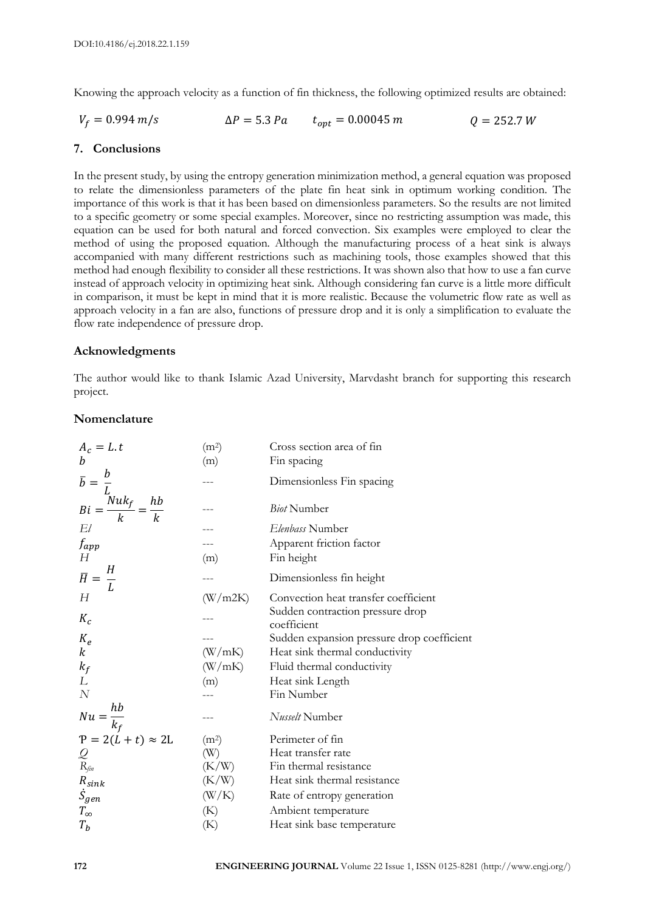Knowing the approach velocity as a function of fin thickness, the following optimized results are obtained:

$V_f = 0.994\ m/s$ $\quad\quad \Delta P = 5.3\ Pa \quad\quad t_{opt} = 0.00045\ m \quad\quad Q = 252.7\ W$

## 7. Conclusions

In the present study, by using the entropy generation minimization method, a general equation was proposed to relate the dimensionless parameters of the plate fin heat sink in optimum working condition. The importance of this work is that it has been based on dimensionless parameters. So the results are not limited to a specific geometry or some special examples. Moreover, since no restricting assumption was made, this equation can be used for both natural and forced convection. Six examples were employed to clear the method of using the proposed equation. Although the manufacturing process of a heat sink is always accompanied with many different restrictions such as machining tools, those examples showed that this method had enough flexibility to consider all these restrictions. It was shown also that how to use a fan curve instead of approach velocity in optimizing heat sink. Although considering fan curve is a little more difficult in comparison, it must be kept in mind that it is more realistic. Because the volumetric flow rate as well as approach velocity in a fan are also, functions of pressure drop and it is only a simplification to evaluate the flow rate independence of pressure drop.

## Acknowledgments

The author would like to thank Islamic Azad University, Marvdasht branch for supporting this research project.

## Nomenclature

| | | |
|---|---|---|
| $A_c = L.t$ | (m²) | Cross section area of fin |
| $b$ | (m) | Fin spacing |
| $\bar{b} = \frac{b}{L}$ | --- | Dimensionless Fin spacing |
| $Bi = \frac{Nuk_f}{k} = \frac{hb}{k}$ | --- | *Biot* Number |
| $El$ | --- | *Elenbass* Number |
| $f_{app}$ | --- | Apparent friction factor |
| $H$ | (m) | Fin height |
| $\bar{H} = \frac{H}{L}$ | --- | Dimensionless fin height |
| $H$ | (W/m2K) | Convection heat transfer coefficient |
| $K_c$ | --- | Sudden contraction pressure drop coefficient |
| $K_e$ | --- | Sudden expansion pressure drop coefficient |
| $k$ | (W/mK) | Heat sink thermal conductivity |
| $k_f$ | (W/mK) | Fluid thermal conductivity |
| $L$ | (m) | Heat sink Length |
| $N$ | --- | Fin Number |
| $Nu = \frac{hb}{k_f}$ | --- | *Nusselt* Number |
| $P = 2(L+t) \approx 2L$ | (m²) | Perimeter of fin |
| $Q$ | (W) | Heat transfer rate |
| $R_{fin}$ | (K/W) | Fin thermal resistance |
| $R_{sink}$ | (K/W) | Heat sink thermal resistance |
| $\dot{S}_{gen}$ | (W/K) | Rate of entropy generation |
| $T_\infty$ | (K) | Ambient temperature |
| $T_b$ | (K) | Heat sink base temperature |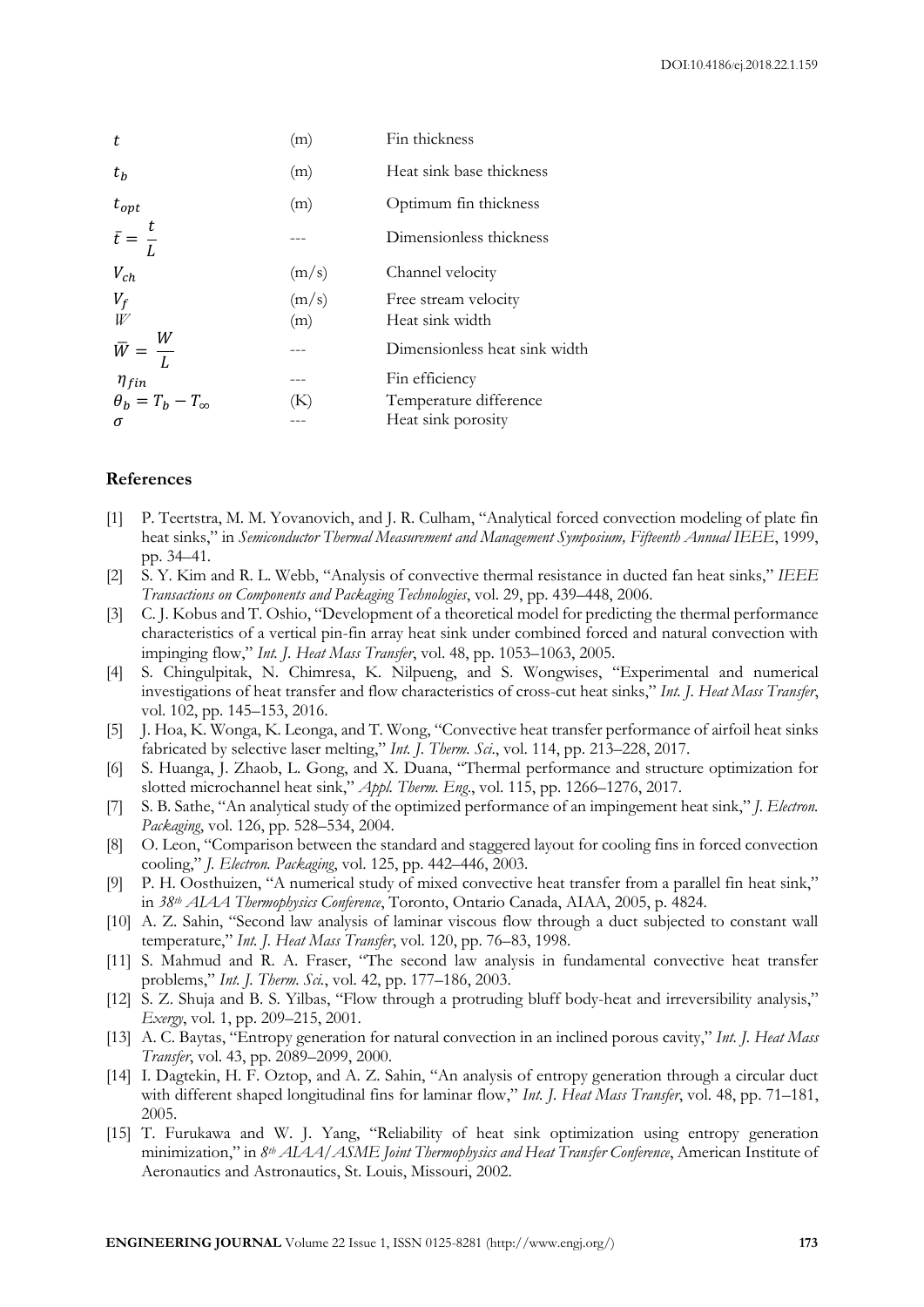| | | |
|---|---|---|
| $t$ | (m) | Fin thickness |
| $t_b$ | (m) | Heat sink base thickness |
| $t_{opt}$ | (m) | Optimum fin thickness |
| $\bar{t} = \frac{t}{L}$ | --- | Dimensionless thickness |
| $V_{ch}$ | (m/s) | Channel velocity |
| $V_f$ | (m/s) | Free stream velocity |
| $W$ | (m) | Heat sink width |
| $\bar{W} = \frac{W}{L}$ | --- | Dimensionless heat sink width |
| $\eta_{fin}$ | --- | Fin efficiency |
| $\theta_b = T_b - T_\infty$ | (K) | Temperature difference |
| $\sigma$ | --- | Heat sink porosity |

## References

[1] P. Teertstra, M. M. Yovanovich, and J. R. Culham, "Analytical forced convection modeling of plate fin heat sinks," in *Semiconductor Thermal Measurement and Management Symposium, Fifteenth Annual IEEE*, 1999, pp. 34–41.

[2] S. Y. Kim and R. L. Webb, "Analysis of convective thermal resistance in ducted fan heat sinks," *IEEE Transactions on Components and Packaging Technologies*, vol. 29, pp. 439–448, 2006.

[3] C. J. Kobus and T. Oshio, "Development of a theoretical model for predicting the thermal performance characteristics of a vertical pin-fin array heat sink under combined forced and natural convection with impinging flow," *Int. J. Heat Mass Transfer*, vol. 48, pp. 1053–1063, 2005.

[4] S. Chingulpitak, N. Chimresa, K. Nilpueng, and S. Wongwises, "Experimental and numerical investigations of heat transfer and flow characteristics of cross-cut heat sinks," *Int. J. Heat Mass Transfer*, vol. 102, pp. 145–153, 2016.

[5] J. Hoa, K. Wonga, K. Leonga, and T. Wong, "Convective heat transfer performance of airfoil heat sinks fabricated by selective laser melting," *Int. J. Therm. Sci.*, vol. 114, pp. 213–228, 2017.

[6] S. Huanga, J. Zhaob, L. Gong, and X. Duana, "Thermal performance and structure optimization for slotted microchannel heat sink," *Appl. Therm. Eng.*, vol. 115, pp. 1266–1276, 2017.

[7] S. B. Sathe, "An analytical study of the optimized performance of an impingement heat sink," *J. Electron. Packaging*, vol. 126, pp. 528–534, 2004.

[8] O. Leon, "Comparison between the standard and staggered layout for cooling fins in forced convection cooling," *J. Electron. Packaging*, vol. 125, pp. 442–446, 2003.

[9] P. H. Oosthuizen, "A numerical study of mixed convective heat transfer from a parallel fin heat sink," in *38th AIAA Thermophysics Conference*, Toronto, Ontario Canada, AIAA, 2005, p. 4824.

[10] A. Z. Sahin, "Second law analysis of laminar viscous flow through a duct subjected to constant wall temperature," *Int. J. Heat Mass Transfer*, vol. 120, pp. 76–83, 1998.

[11] S. Mahmud and R. A. Fraser, "The second law analysis in fundamental convective heat transfer problems," *Int. J. Therm. Sci.*, vol. 42, pp. 177–186, 2003.

[12] S. Z. Shuja and B. S. Yilbas, "Flow through a protruding bluff body-heat and irreversibility analysis," *Exergy*, vol. 1, pp. 209–215, 2001.

[13] A. C. Baytas, "Entropy generation for natural convection in an inclined porous cavity," *Int. J. Heat Mass Transfer*, vol. 43, pp. 2089–2099, 2000.

[14] I. Dagtekin, H. F. Oztop, and A. Z. Sahin, "An analysis of entropy generation through a circular duct with different shaped longitudinal fins for laminar flow," *Int. J. Heat Mass Transfer*, vol. 48, pp. 71–181, 2005.

[15] T. Furukawa and W. J. Yang, "Reliability of heat sink optimization using entropy generation minimization," in *8th AIAA/ASME Joint Thermophysics and Heat Transfer Conference*, American Institute of Aeronautics and Astronautics, St. Louis, Missouri, 2002.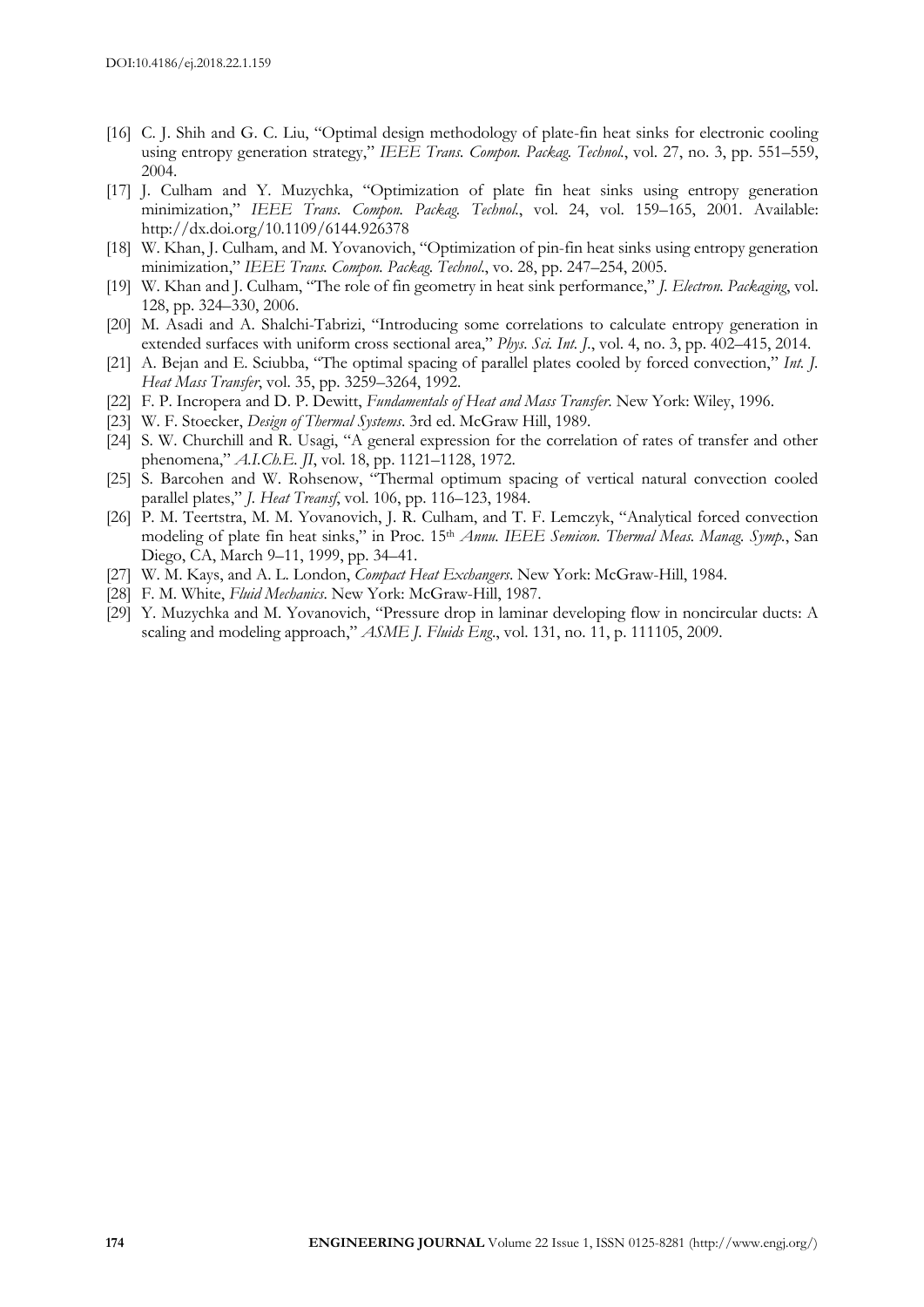[16] C. J. Shih and G. C. Liu, "Optimal design methodology of plate-fin heat sinks for electronic cooling using entropy generation strategy," *IEEE Trans. Compon. Packag. Technol.*, vol. 27, no. 3, pp. 551–559, 2004.

[17] J. Culham and Y. Muzychka, "Optimization of plate fin heat sinks using entropy generation minimization," *IEEE Trans. Compon. Packag. Technol.*, vol. 24, vol. 159–165, 2001. Available: http://dx.doi.org/10.1109/6144.926378

[18] W. Khan, J. Culham, and M. Yovanovich, "Optimization of pin-fin heat sinks using entropy generation minimization," *IEEE Trans. Compon. Packag. Technol.*, vo. 28, pp. 247–254, 2005.

[19] W. Khan and J. Culham, "The role of fin geometry in heat sink performance," *J. Electron. Packaging*, vol. 128, pp. 324–330, 2006.

[20] M. Asadi and A. Shalchi-Tabrizi, "Introducing some correlations to calculate entropy generation in extended surfaces with uniform cross sectional area," *Phys. Sci. Int. J.*, vol. 4, no. 3, pp. 402–415, 2014.

[21] A. Bejan and E. Sciubba, "The optimal spacing of parallel plates cooled by forced convection," *Int. J. Heat Mass Transfer*, vol. 35, pp. 3259–3264, 1992.

[22] F. P. Incropera and D. P. Dewitt, *Fundamentals of Heat and Mass Transfer*. New York: Wiley, 1996.

[23] W. F. Stoecker, *Design of Thermal Systems*. 3rd ed. McGraw Hill, 1989.

[24] S. W. Churchill and R. Usagi, "A general expression for the correlation of rates of transfer and other phenomena," *A.I.Ch.E. Jl*, vol. 18, pp. 1121–1128, 1972.

[25] S. Barcohen and W. Rohsenow, "Thermal optimum spacing of vertical natural convection cooled parallel plates," *J. Heat Treansf*, vol. 106, pp. 116–123, 1984.

[26] P. M. Teertstra, M. M. Yovanovich, J. R. Culham, and T. F. Lemczyk, "Analytical forced convection modeling of plate fin heat sinks," in Proc. 15th *Annu. IEEE Semicon. Thermal Meas. Manag. Symp.*, San Diego, CA, March 9–11, 1999, pp. 34–41.

[27] W. M. Kays, and A. L. London, *Compact Heat Exchangers*. New York: McGraw-Hill, 1984.

[28] F. M. White, *Fluid Mechanics*. New York: McGraw-Hill, 1987.

[29] Y. Muzychka and M. Yovanovich, "Pressure drop in laminar developing flow in noncircular ducts: A scaling and modeling approach," *ASME J. Fluids Eng.*, vol. 131, no. 11, p. 111105, 2009.